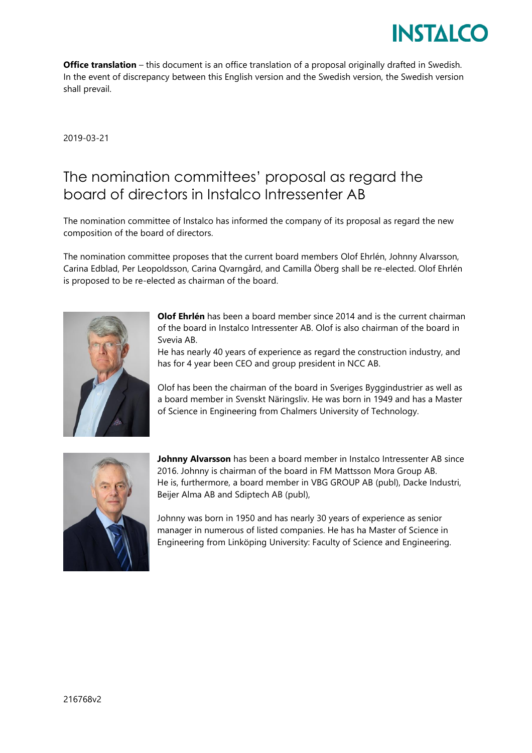**Office translation** – this document is an office translation of a proposal originally drafted in Swedish. In the event of discrepancy between this English version and the Swedish version, the Swedish version shall prevail.

2019-03-21

# The nomination committees' proposal as regard the board of directors in Instalco Intressenter AB

The nomination committee of Instalco has informed the company of its proposal as regard the new composition of the board of directors.

The nomination committee proposes that the current board members Olof Ehrlén, Johnny Alvarsson, Carina Edblad, Per Leopoldsson, Carina Qvarngård, and Camilla Öberg shall be re-elected. Olof Ehrlén is proposed to be re-elected as chairman of the board.

**Olof Ehrlén** has been a board member since 2014 and is the current chairman of the board in Instalco Intressenter AB. Olof is also chairman of the board in Svevia AB.
He has nearly 40 years of experience as regard the construction industry, and has for 4 year been CEO and group president in NCC AB.

Olof has been the chairman of the board in Sveriges Byggindustrier as well as a board member in Svenskt Näringsliv. He was born in 1949 and has a Master of Science in Engineering from Chalmers University of Technology.

**Johnny Alvarsson** has been a board member in Instalco Intressenter AB since 2016. Johnny is chairman of the board in FM Mattsson Mora Group AB.
He is, furthermore, a board member in VBG GROUP AB (publ), Dacke Industri, Beijer Alma AB and Sdiptech AB (publ),

Johnny was born in 1950 and has nearly 30 years of experience as senior manager in numerous of listed companies. He has ha Master of Science in Engineering from Linköping University: Faculty of Science and Engineering.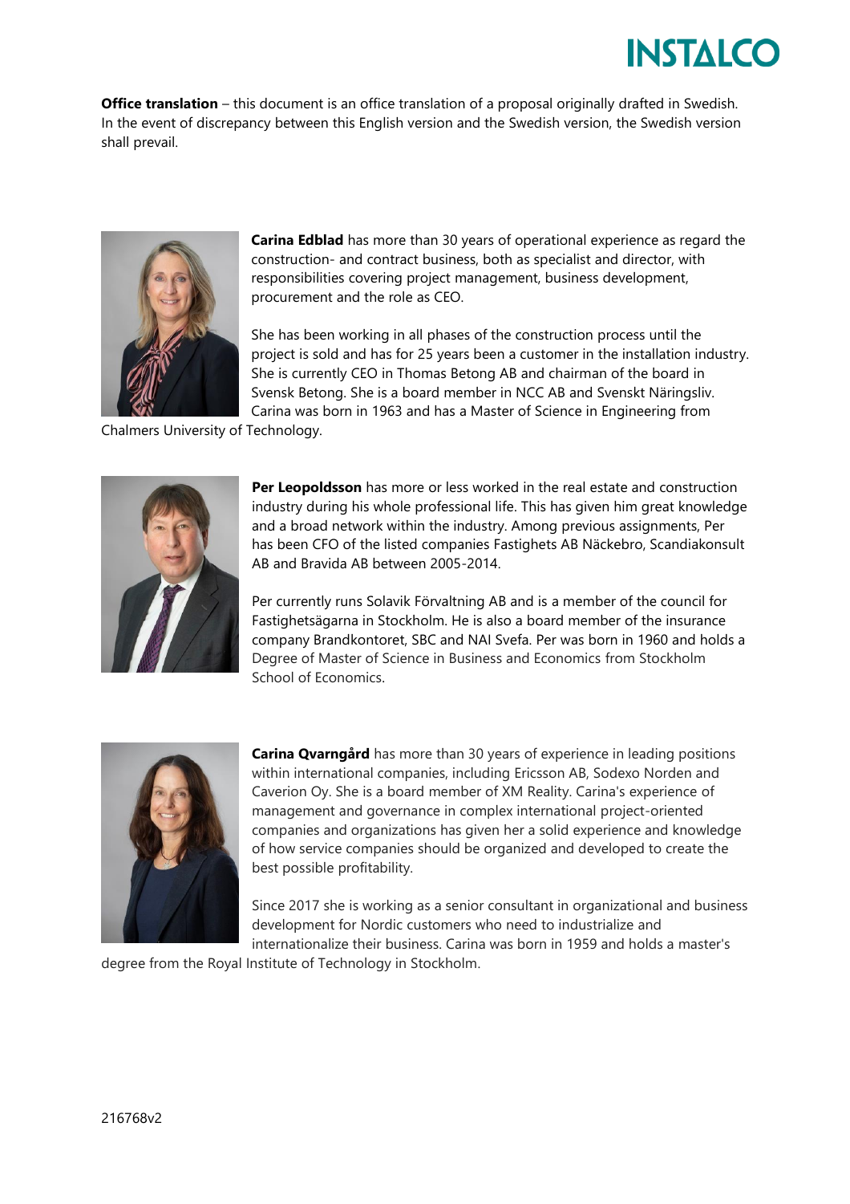**Office translation** – this document is an office translation of a proposal originally drafted in Swedish. In the event of discrepancy between this English version and the Swedish version, the Swedish version shall prevail.

**Carina Edblad** has more than 30 years of operational experience as regard the construction- and contract business, both as specialist and director, with responsibilities covering project management, business development, procurement and the role as CEO.

She has been working in all phases of the construction process until the project is sold and has for 25 years been a customer in the installation industry. She is currently CEO in Thomas Betong AB and chairman of the board in Svensk Betong. She is a board member in NCC AB and Svenskt Näringsliv. Carina was born in 1963 and has a Master of Science in Engineering from Chalmers University of Technology.

**Per Leopoldsson** has more or less worked in the real estate and construction industry during his whole professional life. This has given him great knowledge and a broad network within the industry. Among previous assignments, Per has been CFO of the listed companies Fastighets AB Näckebro, Scandiakonsult AB and Bravida AB between 2005-2014.

Per currently runs Solavik Förvaltning AB and is a member of the council for Fastighetsägarna in Stockholm. He is also a board member of the insurance company Brandkontoret, SBC and NAI Svefa. Per was born in 1960 and holds a Degree of Master of Science in Business and Economics from Stockholm School of Economics.

**Carina Qvarngård** has more than 30 years of experience in leading positions within international companies, including Ericsson AB, Sodexo Norden and Caverion Oy. She is a board member of XM Reality. Carina's experience of management and governance in complex international project-oriented companies and organizations has given her a solid experience and knowledge of how service companies should be organized and developed to create the best possible profitability.

Since 2017 she is working as a senior consultant in organizational and business development for Nordic customers who need to industrialize and internationalize their business. Carina was born in 1959 and holds a master's degree from the Royal Institute of Technology in Stockholm.

216768v2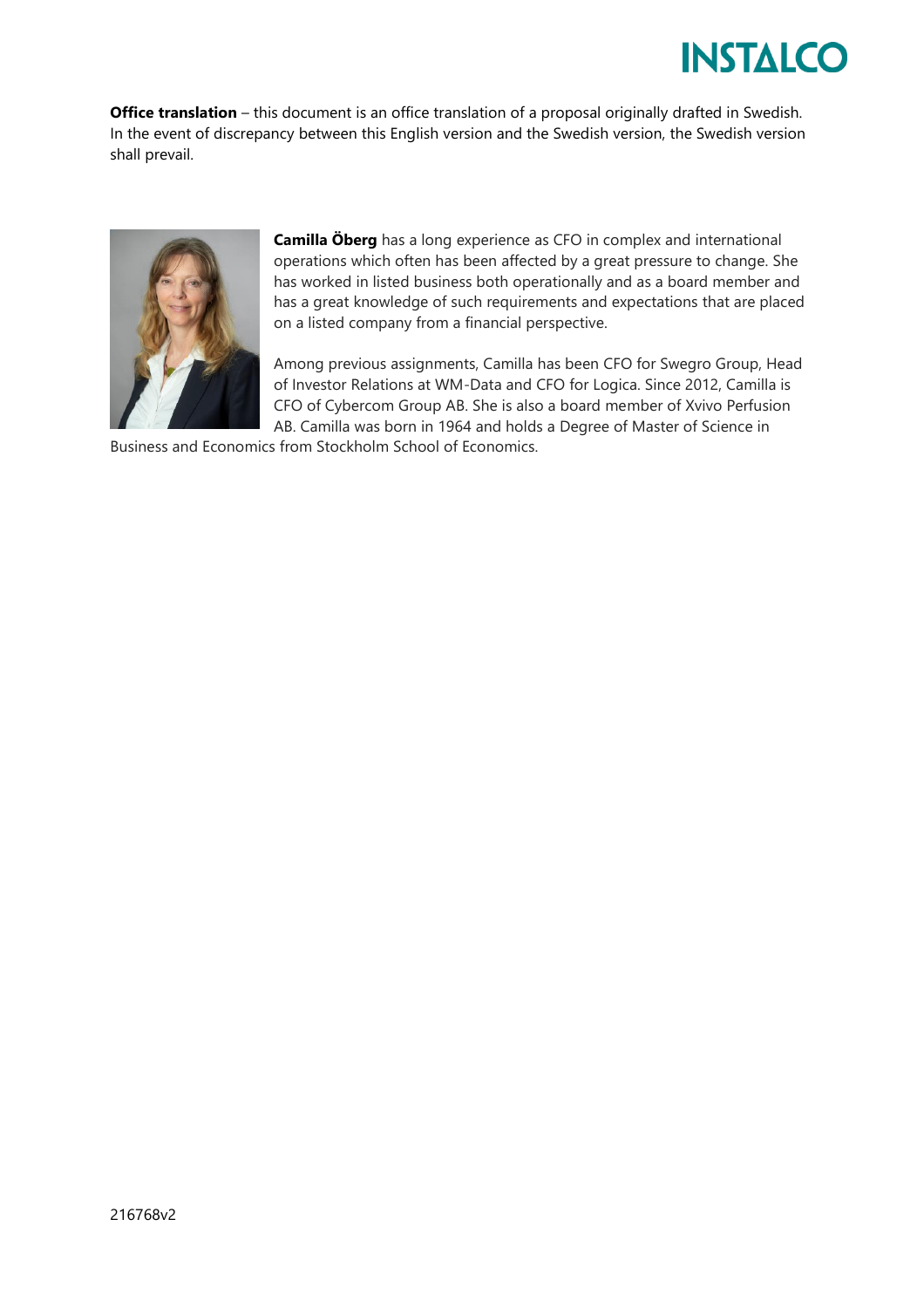**Office translation** – this document is an office translation of a proposal originally drafted in Swedish. In the event of discrepancy between this English version and the Swedish version, the Swedish version shall prevail.

**Camilla Öberg** has a long experience as CFO in complex and international operations which often has been affected by a great pressure to change. She has worked in listed business both operationally and as a board member and has a great knowledge of such requirements and expectations that are placed on a listed company from a financial perspective.

Among previous assignments, Camilla has been CFO for Swegro Group, Head of Investor Relations at WM-Data and CFO for Logica. Since 2012, Camilla is CFO of Cybercom Group AB. She is also a board member of Xvivo Perfusion AB. Camilla was born in 1964 and holds a Degree of Master of Science in Business and Economics from Stockholm School of Economics.

216768v2